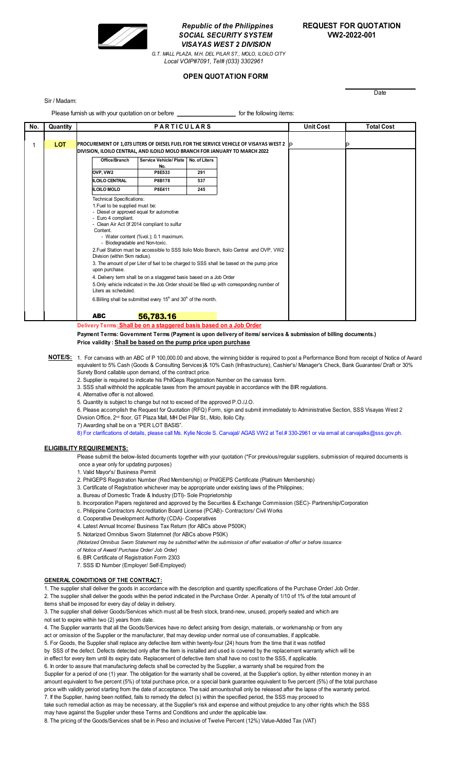*Republic of the Philippines*
***SOCIAL SECURITY SYSTEM***
***VISAYAS WEST 2 DIVISION***
*G.T. MALL PLAZA, M.H. DEL PILAR ST., MOLO, ILOILO CITY*
*Local VOIP#7091, Tel# (033) 3302961*

**REQUEST FOR QUOTATION**
**VW2-2022-001**

## OPEN QUOTATION FORM

Date

Sir / Madam:

Please furnish us with your quotation on or before ______________ for the following items:

| No. | Quantity | PARTICULARS | Unit Cost | Total Cost |
|---|---|---|---|---|
| 1 | LOT | **PROCUREMENT OF 1,073 LITERS OF DIESEL FUEL FOR THE SERVICE VEHICLE OF VISAYAS WEST 2 DIVISION, ILOILO CENTRAL, AND ILOILO MOLO BRANCH FOR JANUARY TO MARCH 2022** | P | P |

| Office/Branch | Service Vehicle/ Plate No. | No. of Liters |
|---|---|---|
| OVP, VW2 | P8E533 | 291 |
| ILOILO CENTRAL | P8B178 | 537 |
| ILOILO MOLO | P8E411 | 245 |

Technical Specifications:

1. Fuel to be supplied must be:
   - Diesel or approved equal for automotive
   - Euro 4 compliant.
   - Clean Air Act 0f 2014 compliant to sulfur Content.
     - Water content (%vol.); 0.1 maximum.
     - Biodegradable and Non-toxic.
2. Fuel Station must be accessible to SSS Iloilo Molo Branch, Iloilo Central and OVP, VW2 Division (within 5km radius).
3. The amount of per Liter of fuel to be charged to SSS shall be based on the pump price upon purchase.
4. Delivery term shall be on a staggered basis based on a Job Order
5. Only vehicle indicated in the Job Order should be filled up with corresponding number of Liters as scheduled.
6. Billing shall be submitted every 15th and 30th of the month.

**ABC** **56,783.16**

**Delivery Terms: Shall be on a staggered basis based on a Job Order**

**Payment Terms: Government Terms (Payment is upon delivery of items/ services & submission of billing documents.)**

**Price validity : Shall be based on the pump price upon purchase**

**NOTE/S:**

1. For canvass with an ABC of P 100,000.00 and above, the winning bidder is required to post a Performance Bond from receipt of Notice of Award equivalent to 5% Cash (Goods & Consulting Services)& 10% Cash (Infrastructure), Cashier's/ Manager's Check, Bank Guarantee/ Draft or 30% Surety Bond callable upon demand, of the contract price.
2. Supplier is required to indicate his PhilGeps Registration Number on the canvass form.
3. SSS shall withhold the applicable taxes from the amount payable in accordance with the BIR regulations.
4. Alternative offer is not allowed.
5. Quantity is subject to change but not to exceed of the approved P.O./J.O.
6. Please accomplish the Request for Quotation (RFQ) Form, sign and submit immediately to Administrative Section, SSS Visayas West 2 Divsion Office, 2nd floor, GT Plaza Mall, MH Del Pilar St., Molo, Iloilo City.
7) Awarding shall be on a "PER LOT BASIS".
8) For clarifications of details, please call Ms. Kylie Nicole S. Carvajal/ AGAS VW2 at Tel.# 330-2961 or via email at carvajalks@sss.gov.ph.

### ELIGIBILITY REQUIREMENTS:

Please submit the below-listed documents together with your quotation (*For previous/regular suppliers, submission of required documents is once a year only for updating purposes)

1. Valid Mayor's/ Business Permit
2. PhilGEPS Registration Number (Red Membership) or PhilGEPS Certificate (Platinum Membership)
3. Certificate of Registration whichever may be appropriate under existing laws of the Philippines;
   a. Bureau of Domestic Trade & Industry (DTI)- Sole Proprietorship
   b. Incorporation Papers registered and approved by the Securities & Exchange Commission (SEC)- Partnership/Corporation
   c. Philippine Contractors Accreditation Board License (PCAB)- Contractors/ Civil Works
   d. Cooperative Development Authority (CDA)- Cooperatives
4. Latest Annual Income/ Business Tax Return (for ABCs above P500K)
5. Notarized Omnibus Sworn Statemnet (for ABCs above P50K)
   *(Notarized Omnibus Sworn Statement may be submitted within the submission of offer/ evaluation of offer/ or before issuance of Notice of Award/ Purchase Order/ Job Order)*
6. BIR Certificate of Registration Form 2303
7. SSS ID Number (Employer/ Self-Employed)

### GENERAL CONDITIONS OF THE CONTRACT:

1. The supplier shall deliver the goods in accordance with the description and quantity specifications of the Purchase Order/ Job Order.
2. The supplier shall deliver the goods within the period indicated in the Purchase Order. A penalty of 1/10 of 1% of the total amount of items shall be imposed for every day of delay in delivery.
3. The supplier shall deliver Goods/Services which must all be fresh stock, brand-new, unused, properly sealed and which are not set to expire within two (2) years from date.
4. The Supplier warrants that all the Goods/Services have no defect arising from design, materials, or workmanship or from any act or omission of the Supplier or the manufacturer, that may develop under normal use of consumables, if applicable.
5. For Goods, the Supplier shall replace any defective item within twenty-four (24) hours from the time that it was notified by SSS of the defect. Defects detected only after the item is installed and used is covered by the replacement warranty which will be in effect for every item until its expiry date. Replacement of defective item shall have no cost to the SSS, if applicable.
6. In order to assure that manufacturing defects shall be corrected by the Supplier, a warranty shall be required from the Supplier for a period of one (1) year. The obligation for the warranty shall be covered, at the Supplier's option, by either retention money in an amount equivalent to five percent (5%) of total purchase price, or a special bank guarantee equivalent to five percent (5%) of the total purchase price with validity period starting from the date of acceptance. The said amountsshall only be released after the lapse of the warranty period.
7. If the Supplier, having been notified, fails to remedy the defect (s) within the specified period, the SSS may proceed to take such remedial action as may be necessary, at the Supplier's risk and expense and without prejudice to any other rights which the SSS may have against the Supplier under these Terms and Conditions and under the applicable law.
8. The pricing of the Goods/Services shall be in Peso and inclusive of Twelve Percent (12%) Value-Added Tax (VAT)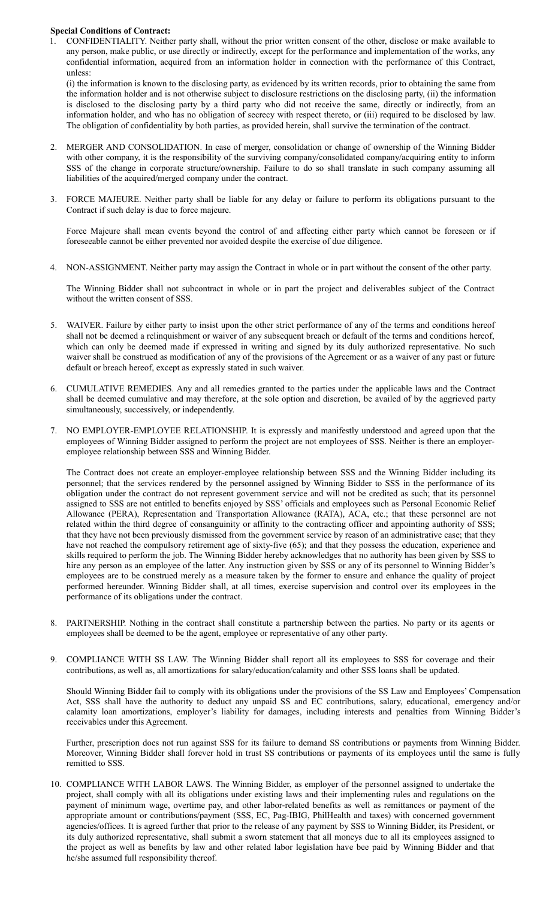**Special Conditions of Contract:**

1. CONFIDENTIALITY. Neither party shall, without the prior written consent of the other, disclose or make available to any person, make public, or use directly or indirectly, except for the performance and implementation of the works, any confidential information, acquired from an information holder in connection with the performance of this Contract, unless:

   (i) the information is known to the disclosing party, as evidenced by its written records, prior to obtaining the same from the information holder and is not otherwise subject to disclosure restrictions on the disclosing party, (ii) the information is disclosed to the disclosing party by a third party who did not receive the same, directly or indirectly, from an information holder, and who has no obligation of secrecy with respect thereto, or (iii) required to be disclosed by law. The obligation of confidentiality by both parties, as provided herein, shall survive the termination of the contract.

2. MERGER AND CONSOLIDATION. In case of merger, consolidation or change of ownership of the Winning Bidder with other company, it is the responsibility of the surviving company/consolidated company/acquiring entity to inform SSS of the change in corporate structure/ownership. Failure to do so shall translate in such company assuming all liabilities of the acquired/merged company under the contract.

3. FORCE MAJEURE. Neither party shall be liable for any delay or failure to perform its obligations pursuant to the Contract if such delay is due to force majeure.

   Force Majeure shall mean events beyond the control of and affecting either party which cannot be foreseen or if foreseeable cannot be either prevented nor avoided despite the exercise of due diligence.

4. NON-ASSIGNMENT. Neither party may assign the Contract in whole or in part without the consent of the other party.

   The Winning Bidder shall not subcontract in whole or in part the project and deliverables subject of the Contract without the written consent of SSS.

5. WAIVER. Failure by either party to insist upon the other strict performance of any of the terms and conditions hereof shall not be deemed a relinquishment or waiver of any subsequent breach or default of the terms and conditions hereof, which can only be deemed made if expressed in writing and signed by its duly authorized representative. No such waiver shall be construed as modification of any of the provisions of the Agreement or as a waiver of any past or future default or breach hereof, except as expressly stated in such waiver.

6. CUMULATIVE REMEDIES. Any and all remedies granted to the parties under the applicable laws and the Contract shall be deemed cumulative and may therefore, at the sole option and discretion, be availed of by the aggrieved party simultaneously, successively, or independently.

7. NO EMPLOYER-EMPLOYEE RELATIONSHIP. It is expressly and manifestly understood and agreed upon that the employees of Winning Bidder assigned to perform the project are not employees of SSS. Neither is there an employer-employee relationship between SSS and Winning Bidder.

   The Contract does not create an employer-employee relationship between SSS and the Winning Bidder including its personnel; that the services rendered by the personnel assigned by Winning Bidder to SSS in the performance of its obligation under the contract do not represent government service and will not be credited as such; that its personnel assigned to SSS are not entitled to benefits enjoyed by SSS' officials and employees such as Personal Economic Relief Allowance (PERA), Representation and Transportation Allowance (RATA), ACA, etc.; that these personnel are not related within the third degree of consanguinity or affinity to the contracting officer and appointing authority of SSS; that they have not been previously dismissed from the government service by reason of an administrative case; that they have not reached the compulsory retirement age of sixty-five (65); and that they possess the education, experience and skills required to perform the job. The Winning Bidder hereby acknowledges that no authority has been given by SSS to hire any person as an employee of the latter. Any instruction given by SSS or any of its personnel to Winning Bidder's employees are to be construed merely as a measure taken by the former to ensure and enhance the quality of project performed hereunder. Winning Bidder shall, at all times, exercise supervision and control over its employees in the performance of its obligations under the contract.

8. PARTNERSHIP. Nothing in the contract shall constitute a partnership between the parties. No party or its agents or employees shall be deemed to be the agent, employee or representative of any other party.

9. COMPLIANCE WITH SS LAW. The Winning Bidder shall report all its employees to SSS for coverage and their contributions, as well as, all amortizations for salary/education/calamity and other SSS loans shall be updated.

   Should Winning Bidder fail to comply with its obligations under the provisions of the SS Law and Employees' Compensation Act, SSS shall have the authority to deduct any unpaid SS and EC contributions, salary, educational, emergency and/or calamity loan amortizations, employer's liability for damages, including interests and penalties from Winning Bidder's receivables under this Agreement.

   Further, prescription does not run against SSS for its failure to demand SS contributions or payments from Winning Bidder. Moreover, Winning Bidder shall forever hold in trust SS contributions or payments of its employees until the same is fully remitted to SSS.

10. COMPLIANCE WITH LABOR LAWS. The Winning Bidder, as employer of the personnel assigned to undertake the project, shall comply with all its obligations under existing laws and their implementing rules and regulations on the payment of minimum wage, overtime pay, and other labor-related benefits as well as remittances or payment of the appropriate amount or contributions/payment (SSS, EC, Pag-IBIG, PhilHealth and taxes) with concerned government agencies/offices. It is agreed further that prior to the release of any payment by SSS to Winning Bidder, its President, or its duly authorized representative, shall submit a sworn statement that all moneys due to all its employees assigned to the project as well as benefits by law and other related labor legislation have bee paid by Winning Bidder and that he/she assumed full responsibility thereof.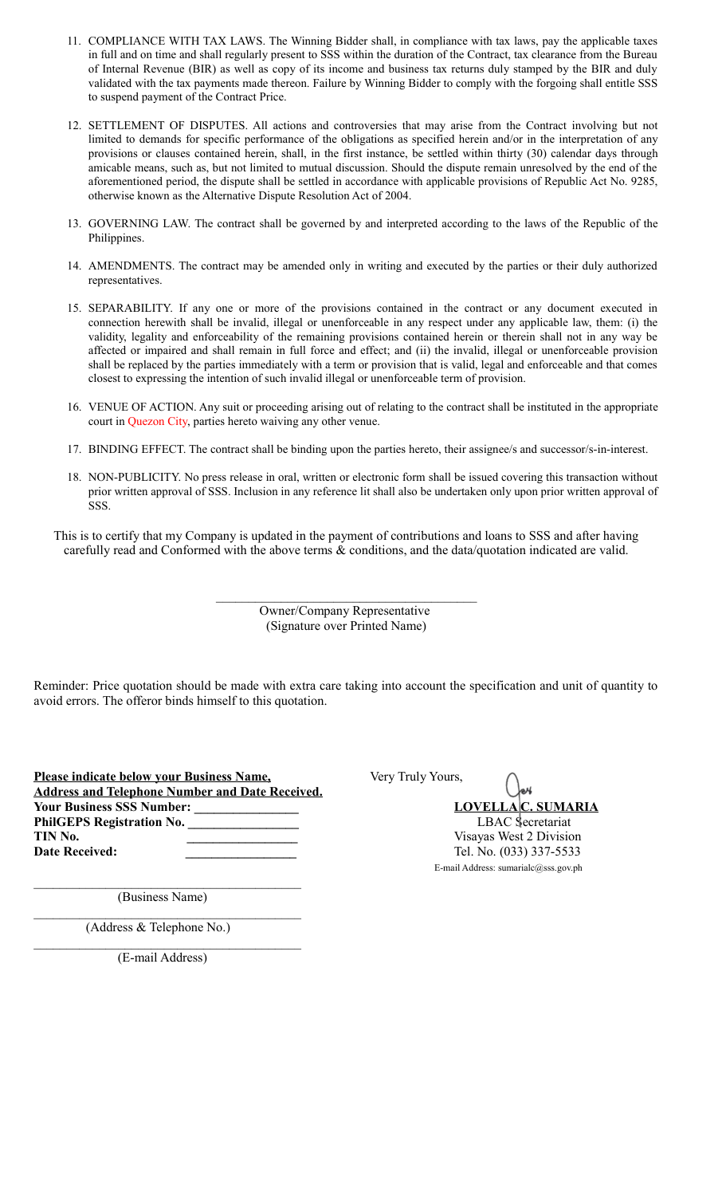11. COMPLIANCE WITH TAX LAWS. The Winning Bidder shall, in compliance with tax laws, pay the applicable taxes in full and on time and shall regularly present to SSS within the duration of the Contract, tax clearance from the Bureau of Internal Revenue (BIR) as well as copy of its income and business tax returns duly stamped by the BIR and duly validated with the tax payments made thereon. Failure by Winning Bidder to comply with the forgoing shall entitle SSS to suspend payment of the Contract Price.

12. SETTLEMENT OF DISPUTES. All actions and controversies that may arise from the Contract involving but not limited to demands for specific performance of the obligations as specified herein and/or in the interpretation of any provisions or clauses contained herein, shall, in the first instance, be settled within thirty (30) calendar days through amicable means, such as, but not limited to mutual discussion. Should the dispute remain unresolved by the end of the aforementioned period, the dispute shall be settled in accordance with applicable provisions of Republic Act No. 9285, otherwise known as the Alternative Dispute Resolution Act of 2004.

13. GOVERNING LAW. The contract shall be governed by and interpreted according to the laws of the Republic of the Philippines.

14. AMENDMENTS. The contract may be amended only in writing and executed by the parties or their duly authorized representatives.

15. SEPARABILITY. If any one or more of the provisions contained in the contract or any document executed in connection herewith shall be invalid, illegal or unenforceable in any respect under any applicable law, them: (i) the validity, legality and enforceability of the remaining provisions contained herein or therein shall not in any way be affected or impaired and shall remain in full force and effect; and (ii) the invalid, illegal or unenforceable provision shall be replaced by the parties immediately with a term or provision that is valid, legal and enforceable and that comes closest to expressing the intention of such invalid illegal or unenforceable term of provision.

16. VENUE OF ACTION. Any suit or proceeding arising out of relating to the contract shall be instituted in the appropriate court in Quezon City, parties hereto waiving any other venue.

17. BINDING EFFECT. The contract shall be binding upon the parties hereto, their assignee/s and successor/s-in-interest.

18. NON-PUBLICITY. No press release in oral, written or electronic form shall be issued covering this transaction without prior written approval of SSS. Inclusion in any reference lit shall also be undertaken only upon prior written approval of SSS.

This is to certify that my Company is updated in the payment of contributions and loans to SSS and after having carefully read and Conformed with the above terms & conditions, and the data/quotation indicated are valid.

\_\_\_\_\_\_\_\_\_\_\_\_\_\_\_\_\_\_\_\_\_\_\_\_\_\_\_\_\_\_\_\_\_\_\_\_\_\_\_\_

Owner/Company Representative
(Signature over Printed Name)

Reminder: Price quotation should be made with extra care taking into account the specification and unit of quantity to avoid errors. The offeror binds himself to this quotation.

**Please indicate below your Business Name, Address and Telephone Number and Date Received.**

**Your Business SSS Number:** \_\_\_\_\_\_\_\_\_\_\_\_\_\_\_\_
**PhilGEPS Registration No.** \_\_\_\_\_\_\_\_\_\_\_\_\_\_\_\_
**TIN No.** \_\_\_\_\_\_\_\_\_\_\_\_\_\_\_\_
**Date Received:** \_\_\_\_\_\_\_\_\_\_\_\_\_\_\_\_

\_\_\_\_\_\_\_\_\_\_\_\_\_\_\_\_\_\_\_\_\_\_\_\_\_\_\_\_\_\_\_\_\_\_\_\_\_\_\_\_
(Business Name)

\_\_\_\_\_\_\_\_\_\_\_\_\_\_\_\_\_\_\_\_\_\_\_\_\_\_\_\_\_\_\_\_\_\_\_\_\_\_\_\_
(Address & Telephone No.)

\_\_\_\_\_\_\_\_\_\_\_\_\_\_\_\_\_\_\_\_\_\_\_\_\_\_\_\_\_\_\_\_\_\_\_\_\_\_\_\_
(E-mail Address)

Very Truly Yours,

**LOVELLA C. SUMARIA**
LBAC Secretariat
Visayas West 2 Division
Tel. No. (033) 337-5533
E-mail Address: sumarialc@sss.gov.ph